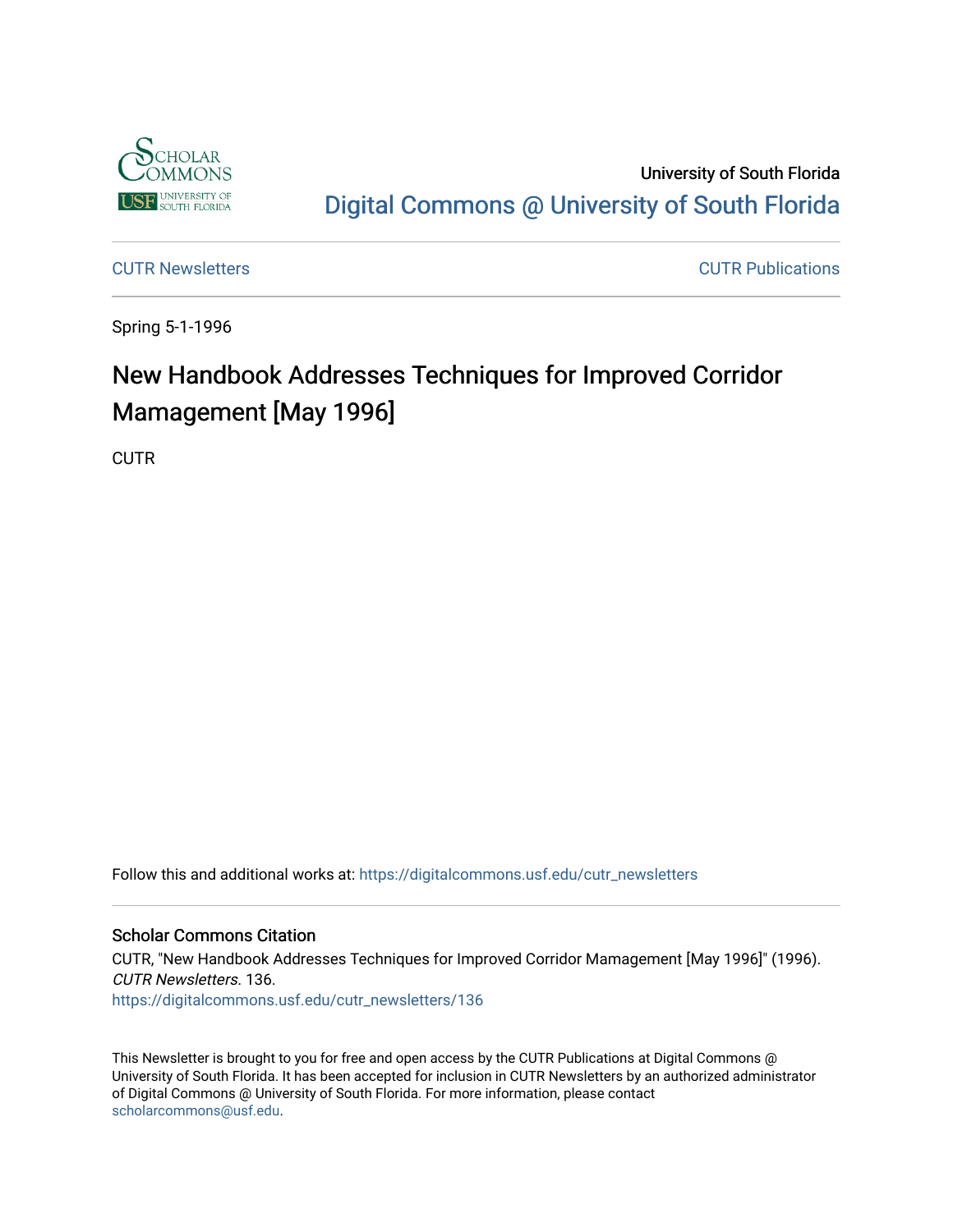University of South Florida

[Digital Commons @ University of South Florida](https://digitalcommons.usf.edu/)

CUTR Newsletters

CUTR Publications

Spring 5-1-1996

# New Handbook Addresses Techniques for Improved Corridor Mamagement [May 1996]

CUTR

Follow this and additional works at: https://digitalcommons.usf.edu/cutr_newsletters

## Scholar Commons Citation

CUTR, "New Handbook Addresses Techniques for Improved Corridor Mamagement [May 1996]" (1996). *CUTR Newsletters*. 136.
https://digitalcommons.usf.edu/cutr_newsletters/136

This Newsletter is brought to you for free and open access by the CUTR Publications at Digital Commons @ University of South Florida. It has been accepted for inclusion in CUTR Newsletters by an authorized administrator of Digital Commons @ University of South Florida. For more information, please contact scholarcommons@usf.edu.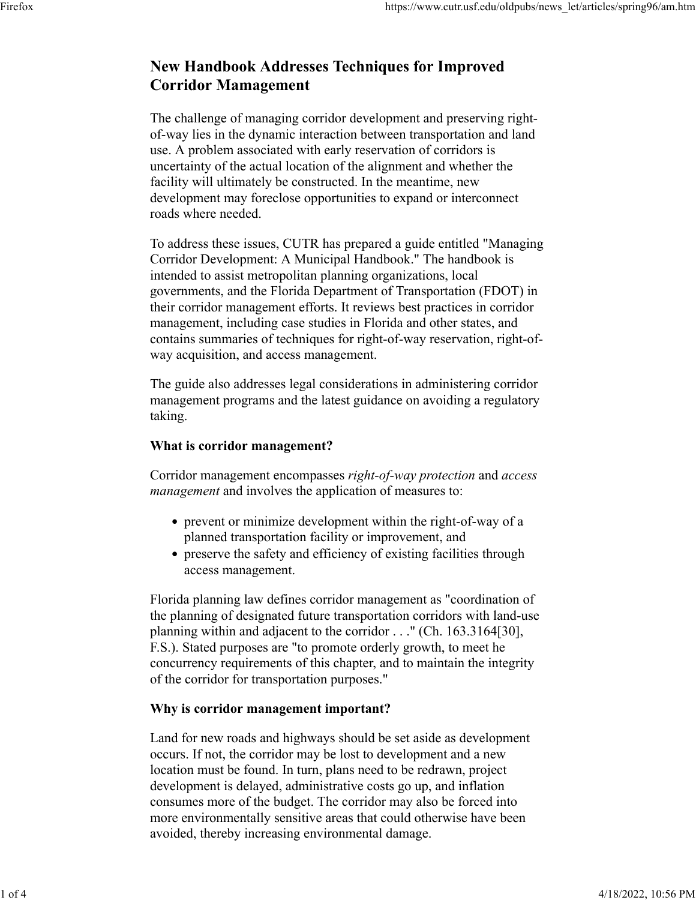# New Handbook Addresses Techniques for Improved Corridor Mamagement

The challenge of managing corridor development and preserving right-of-way lies in the dynamic interaction between transportation and land use. A problem associated with early reservation of corridors is uncertainty of the actual location of the alignment and whether the facility will ultimately be constructed. In the meantime, new development may foreclose opportunities to expand or interconnect roads where needed.

To address these issues, CUTR has prepared a guide entitled "Managing Corridor Development: A Municipal Handbook." The handbook is intended to assist metropolitan planning organizations, local governments, and the Florida Department of Transportation (FDOT) in their corridor management efforts. It reviews best practices in corridor management, including case studies in Florida and other states, and contains summaries of techniques for right-of-way reservation, right-of-way acquisition, and access management.

The guide also addresses legal considerations in administering corridor management programs and the latest guidance on avoiding a regulatory taking.

**What is corridor management?**

Corridor management encompasses *right-of-way protection* and *access management* and involves the application of measures to:

- prevent or minimize development within the right-of-way of a planned transportation facility or improvement, and
- preserve the safety and efficiency of existing facilities through access management.

Florida planning law defines corridor management as "coordination of the planning of designated future transportation corridors with land-use planning within and adjacent to the corridor . . ." (Ch. 163.3164[30], F.S.). Stated purposes are "to promote orderly growth, to meet he concurrency requirements of this chapter, and to maintain the integrity of the corridor for transportation purposes."

**Why is corridor management important?**

Land for new roads and highways should be set aside as development occurs. If not, the corridor may be lost to development and a new location must be found. In turn, plans need to be redrawn, project development is delayed, administrative costs go up, and inflation consumes more of the budget. The corridor may also be forced into more environmentally sensitive areas that could otherwise have been avoided, thereby increasing environmental damage.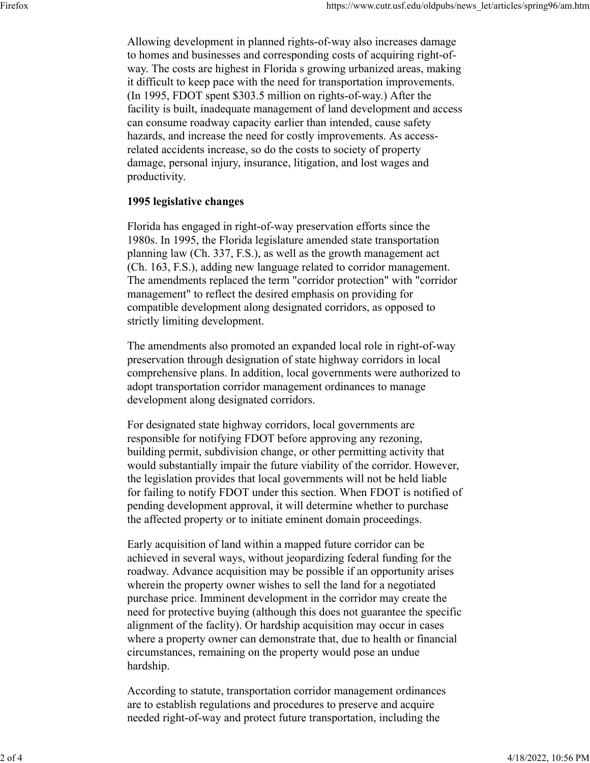Allowing development in planned rights-of-way also increases damage to homes and businesses and corresponding costs of acquiring right-of-way. The costs are highest in Florida s growing urbanized areas, making it difficult to keep pace with the need for transportation improvements. (In 1995, FDOT spent $303.5 million on rights-of-way.) After the facility is built, inadequate management of land development and access can consume roadway capacity earlier than intended, cause safety hazards, and increase the need for costly improvements. As access-related accidents increase, so do the costs to society of property damage, personal injury, insurance, litigation, and lost wages and productivity.

**1995 legislative changes**

Florida has engaged in right-of-way preservation efforts since the 1980s. In 1995, the Florida legislature amended state transportation planning law (Ch. 337, F.S.), as well as the growth management act (Ch. 163, F.S.), adding new language related to corridor management. The amendments replaced the term "corridor protection" with "corridor management" to reflect the desired emphasis on providing for compatible development along designated corridors, as opposed to strictly limiting development.

The amendments also promoted an expanded local role in right-of-way preservation through designation of state highway corridors in local comprehensive plans. In addition, local governments were authorized to adopt transportation corridor management ordinances to manage development along designated corridors.

For designated state highway corridors, local governments are responsible for notifying FDOT before approving any rezoning, building permit, subdivision change, or other permitting activity that would substantially impair the future viability of the corridor. However, the legislation provides that local governments will not be held liable for failing to notify FDOT under this section. When FDOT is notified of pending development approval, it will determine whether to purchase the affected property or to initiate eminent domain proceedings.

Early acquisition of land within a mapped future corridor can be achieved in several ways, without jeopardizing federal funding for the roadway. Advance acquisition may be possible if an opportunity arises wherein the property owner wishes to sell the land for a negotiated purchase price. Imminent development in the corridor may create the need for protective buying (although this does not guarantee the specific alignment of the faclity). Or hardship acquisition may occur in cases where a property owner can demonstrate that, due to health or financial circumstances, remaining on the property would pose an undue hardship.

According to statute, transportation corridor management ordinances are to establish regulations and procedures to preserve and acquire needed right-of-way and protect future transportation, including the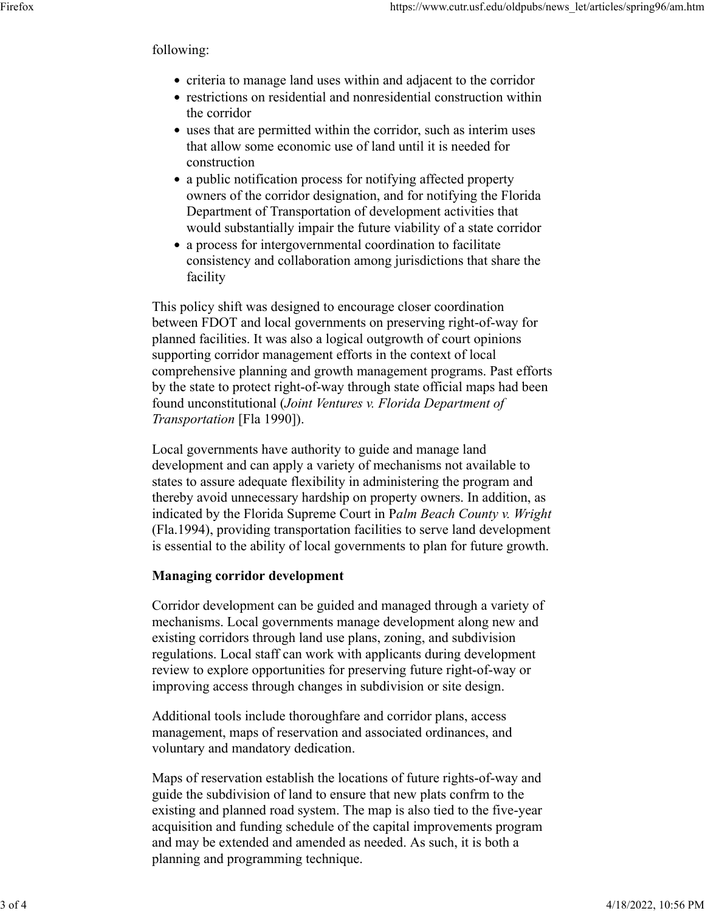following:

- criteria to manage land uses within and adjacent to the corridor
- restrictions on residential and nonresidential construction within the corridor
- uses that are permitted within the corridor, such as interim uses that allow some economic use of land until it is needed for construction
- a public notification process for notifying affected property owners of the corridor designation, and for notifying the Florida Department of Transportation of development activities that would substantially impair the future viability of a state corridor
- a process for intergovernmental coordination to facilitate consistency and collaboration among jurisdictions that share the facility

This policy shift was designed to encourage closer coordination between FDOT and local governments on preserving right-of-way for planned facilities. It was also a logical outgrowth of court opinions supporting corridor management efforts in the context of local comprehensive planning and growth management programs. Past efforts by the state to protect right-of-way through state official maps had been found unconstitutional (*Joint Ventures v. Florida Department of Transportation* [Fla 1990]).

Local governments have authority to guide and manage land development and can apply a variety of mechanisms not available to states to assure adequate flexibility in administering the program and thereby avoid unnecessary hardship on property owners. In addition, as indicated by the Florida Supreme Court in P*alm Beach County v. Wright* (Fla.1994), providing transportation facilities to serve land development is essential to the ability of local governments to plan for future growth.

**Managing corridor development**

Corridor development can be guided and managed through a variety of mechanisms. Local governments manage development along new and existing corridors through land use plans, zoning, and subdivision regulations. Local staff can work with applicants during development review to explore opportunities for preserving future right-of-way or improving access through changes in subdivision or site design.

Additional tools include thoroughfare and corridor plans, access management, maps of reservation and associated ordinances, and voluntary and mandatory dedication.

Maps of reservation establish the locations of future rights-of-way and guide the subdivision of land to ensure that new plats confrm to the existing and planned road system. The map is also tied to the five-year acquisition and funding schedule of the capital improvements program and may be extended and amended as needed. As such, it is both a planning and programming technique.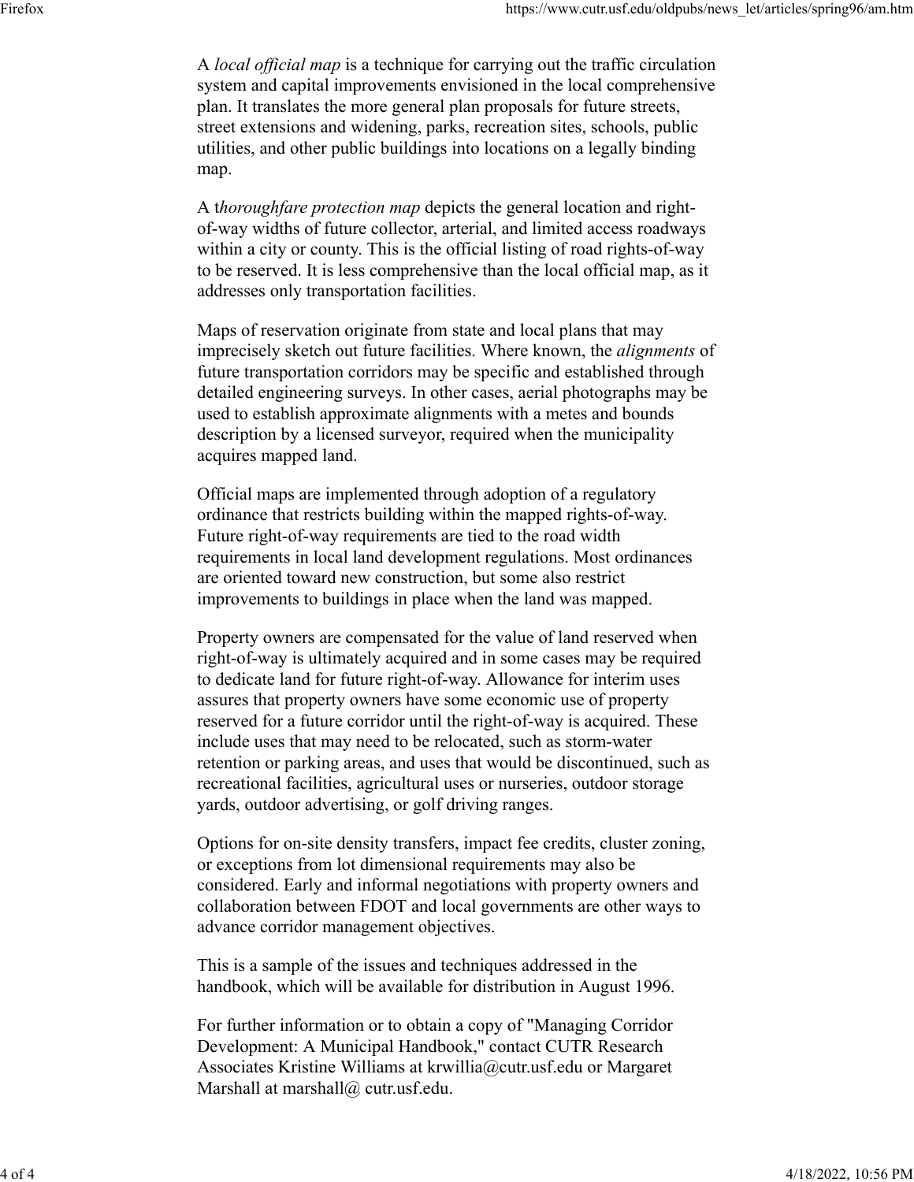A *local official map* is a technique for carrying out the traffic circulation system and capital improvements envisioned in the local comprehensive plan. It translates the more general plan proposals for future streets, street extensions and widening, parks, recreation sites, schools, public utilities, and other public buildings into locations on a legally binding map.

A t*horoughfare protection map* depicts the general location and right-of-way widths of future collector, arterial, and limited access roadways within a city or county. This is the official listing of road rights-of-way to be reserved. It is less comprehensive than the local official map, as it addresses only transportation facilities.

Maps of reservation originate from state and local plans that may imprecisely sketch out future facilities. Where known, the *alignments* of future transportation corridors may be specific and established through detailed engineering surveys. In other cases, aerial photographs may be used to establish approximate alignments with a metes and bounds description by a licensed surveyor, required when the municipality acquires mapped land.

Official maps are implemented through adoption of a regulatory ordinance that restricts building within the mapped rights-of-way. Future right-of-way requirements are tied to the road width requirements in local land development regulations. Most ordinances are oriented toward new construction, but some also restrict improvements to buildings in place when the land was mapped.

Property owners are compensated for the value of land reserved when right-of-way is ultimately acquired and in some cases may be required to dedicate land for future right-of-way. Allowance for interim uses assures that property owners have some economic use of property reserved for a future corridor until the right-of-way is acquired. These include uses that may need to be relocated, such as storm-water retention or parking areas, and uses that would be discontinued, such as recreational facilities, agricultural uses or nurseries, outdoor storage yards, outdoor advertising, or golf driving ranges.

Options for on-site density transfers, impact fee credits, cluster zoning, or exceptions from lot dimensional requirements may also be considered. Early and informal negotiations with property owners and collaboration between FDOT and local governments are other ways to advance corridor management objectives.

This is a sample of the issues and techniques addressed in the handbook, which will be available for distribution in August 1996.

For further information or to obtain a copy of "Managing Corridor Development: A Municipal Handbook," contact CUTR Research Associates Kristine Williams at krwillia@cutr.usf.edu or Margaret Marshall at marshall@ cutr.usf.edu.